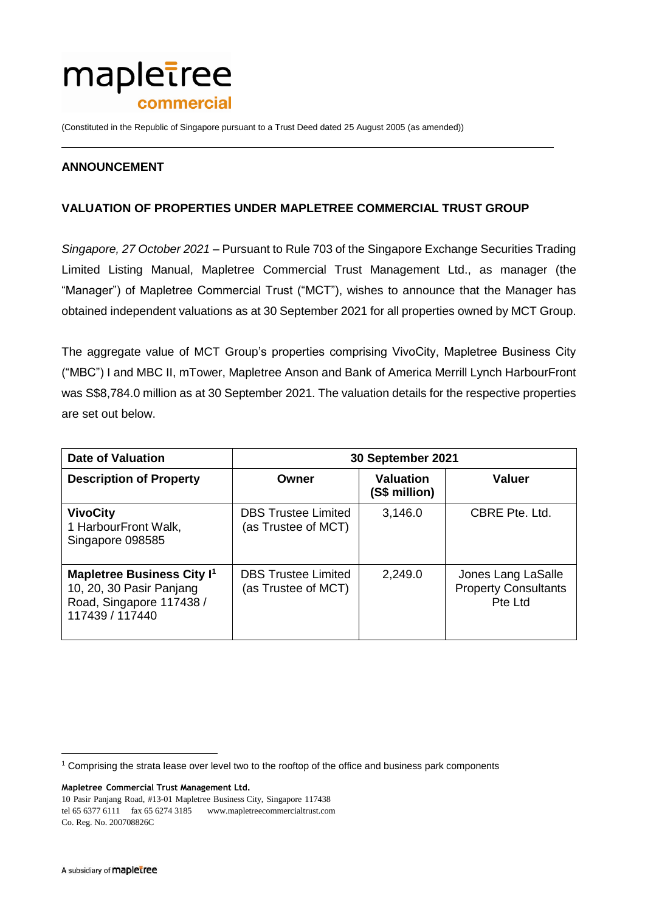mapletree commercial

(Constituted in the Republic of Singapore pursuant to a Trust Deed dated 25 August 2005 (as amended))

**ANNOUNCEMENT**

**VALUATION OF PROPERTIES UNDER MAPLETREE COMMERCIAL TRUST GROUP**

*Singapore, 27 October 2021* – Pursuant to Rule 703 of the Singapore Exchange Securities Trading Limited Listing Manual, Mapletree Commercial Trust Management Ltd., as manager (the "Manager") of Mapletree Commercial Trust ("MCT"), wishes to announce that the Manager has obtained independent valuations as at 30 September 2021 for all properties owned by MCT Group.

The aggregate value of MCT Group's properties comprising VivoCity, Mapletree Business City ("MBC") I and MBC II, mTower, Mapletree Anson and Bank of America Merrill Lynch HarbourFront was S$8,784.0 million as at 30 September 2021. The valuation details for the respective properties are set out below.

| **Date of Valuation** | **30 September 2021** | | |
|---|---|---|---|
| **Description of Property** | **Owner** | **Valuation (S$ million)** | **Valuer** |
| **VivoCity**<br>1 HarbourFront Walk, Singapore 098585 | DBS Trustee Limited (as Trustee of MCT) | 3,146.0 | CBRE Pte. Ltd. |
| **Mapletree Business City I**[1]<br>10, 20, 30 Pasir Panjang Road, Singapore 117438 / 117439 / 117440 | DBS Trustee Limited (as Trustee of MCT) | 2,249.0 | Jones Lang LaSalle Property Consultants Pte Ltd |

[1] Comprising the strata lease over level two to the rooftop of the office and business park components

**Mapletree Commercial Trust Management Ltd.**
10 Pasir Panjang Road, #13-01 Mapletree Business City, Singapore 117438
tel 65 6377 6111 fax 65 6274 3185 www.mapletreecommercialtrust.com
Co. Reg. No. 200708826C

A subsidiary of mapletree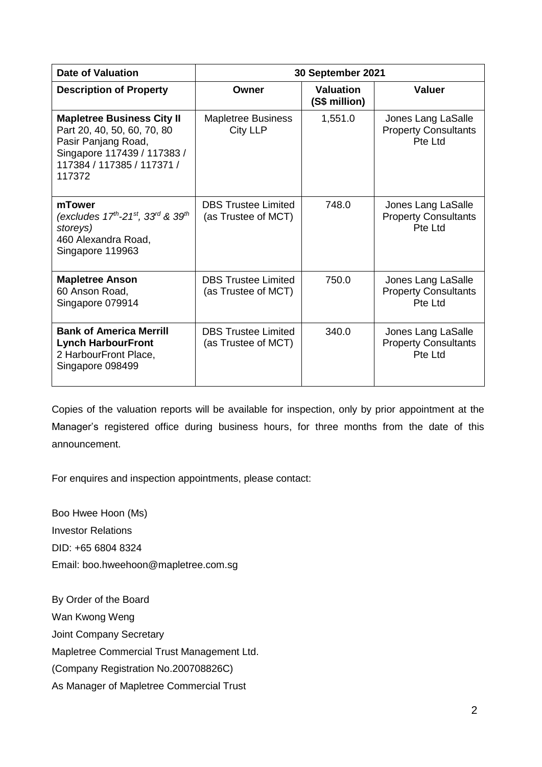| **Date of Valuation** | **30 September 2021** | | |
|---|---|---|---|
| **Description of Property** | **Owner** | **Valuation (S$ million)** | **Valuer** |
| **Mapletree Business City II** Part 20, 40, 50, 60, 70, 80 Pasir Panjang Road, Singapore 117439 / 117383 / 117384 / 117385 / 117371 / 117372 | Mapletree Business City LLP | 1,551.0 | Jones Lang LaSalle Property Consultants Pte Ltd |
| **mTower** *(excludes 17th-21st, 33rd & 39th storeys)* 460 Alexandra Road, Singapore 119963 | DBS Trustee Limited (as Trustee of MCT) | 748.0 | Jones Lang LaSalle Property Consultants Pte Ltd |
| **Mapletree Anson** 60 Anson Road, Singapore 079914 | DBS Trustee Limited (as Trustee of MCT) | 750.0 | Jones Lang LaSalle Property Consultants Pte Ltd |
| **Bank of America Merrill Lynch HarbourFront** 2 HarbourFront Place, Singapore 098499 | DBS Trustee Limited (as Trustee of MCT) | 340.0 | Jones Lang LaSalle Property Consultants Pte Ltd |

Copies of the valuation reports will be available for inspection, only by prior appointment at the Manager's registered office during business hours, for three months from the date of this announcement.

For enquires and inspection appointments, please contact:

Boo Hwee Hoon (Ms)
Investor Relations
DID: +65 6804 8324
Email: boo.hweehoon@mapletree.com.sg

By Order of the Board
Wan Kwong Weng
Joint Company Secretary
Mapletree Commercial Trust Management Ltd.
(Company Registration No.200708826C)
As Manager of Mapletree Commercial Trust